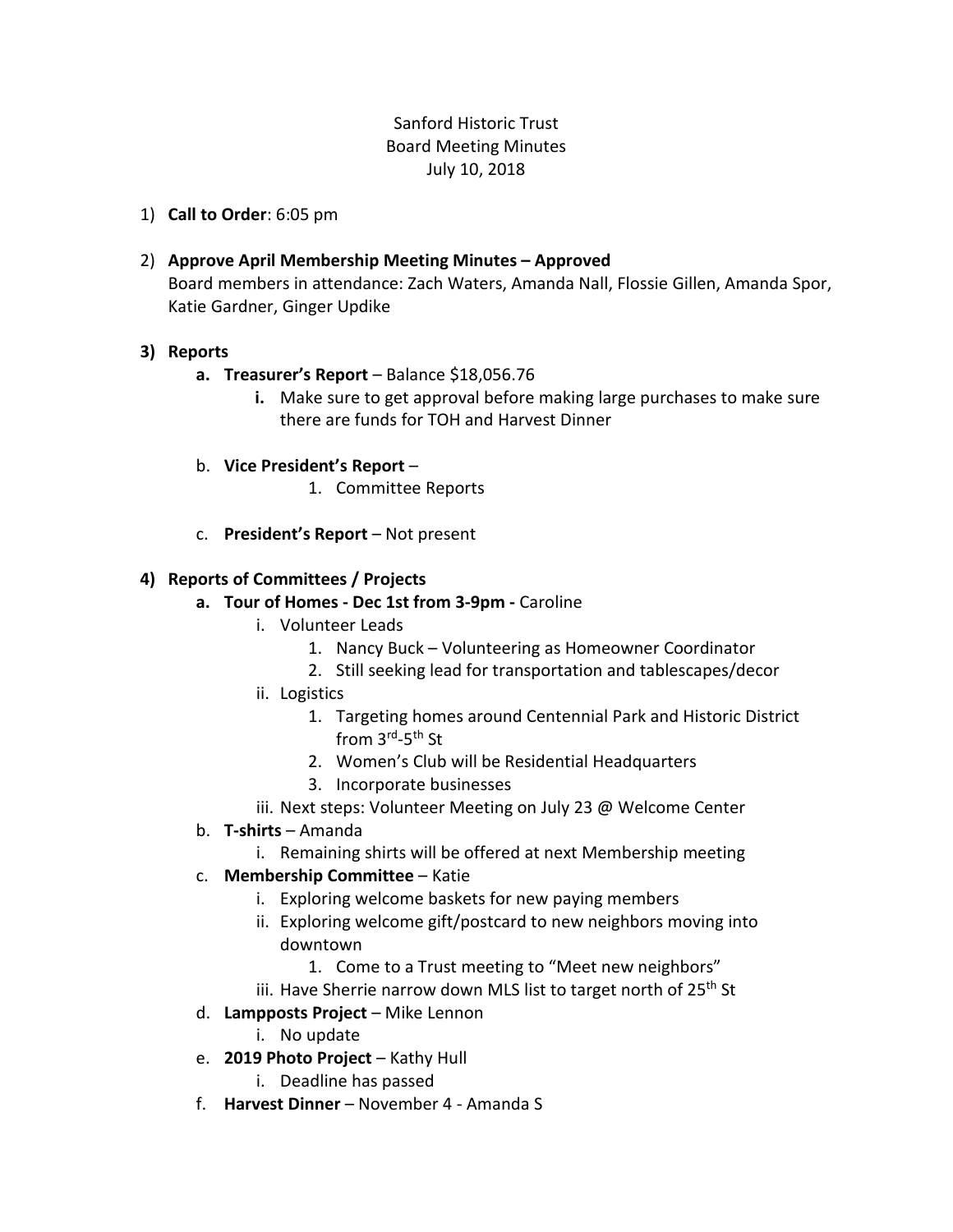Sanford Historic Trust
Board Meeting Minutes
July 10, 2018

1) **Call to Order**: 6:05 pm

2) **Approve April Membership Meeting Minutes – Approved**
   Board members in attendance: Zach Waters, Amanda Nall, Flossie Gillen, Amanda Spor, Katie Gardner, Ginger Updike

3) **Reports**
   a. **Treasurer's Report** – Balance $18,056.76
      i. Make sure to get approval before making large purchases to make sure there are funds for TOH and Harvest Dinner

   b. **Vice President's Report** –
      1. Committee Reports

   c. **President's Report** – Not present

4) **Reports of Committees / Projects**
   a. **Tour of Homes - Dec 1st from 3-9pm -** Caroline
      i. Volunteer Leads
         1. Nancy Buck – Volunteering as Homeowner Coordinator
         2. Still seeking lead for transportation and tablescapes/decor
      ii. Logistics
         1. Targeting homes around Centennial Park and Historic District from 3rd-5th St
         2. Women's Club will be Residential Headquarters
         3. Incorporate businesses
      iii. Next steps: Volunteer Meeting on July 23 @ Welcome Center
   b. **T-shirts** – Amanda
      i. Remaining shirts will be offered at next Membership meeting
   c. **Membership Committee** – Katie
      i. Exploring welcome baskets for new paying members
      ii. Exploring welcome gift/postcard to new neighbors moving into downtown
         1. Come to a Trust meeting to "Meet new neighbors"
      iii. Have Sherrie narrow down MLS list to target north of 25th St
   d. **Lampposts Project** – Mike Lennon
      i. No update
   e. **2019 Photo Project** – Kathy Hull
      i. Deadline has passed
   f. **Harvest Dinner** – November 4 - Amanda S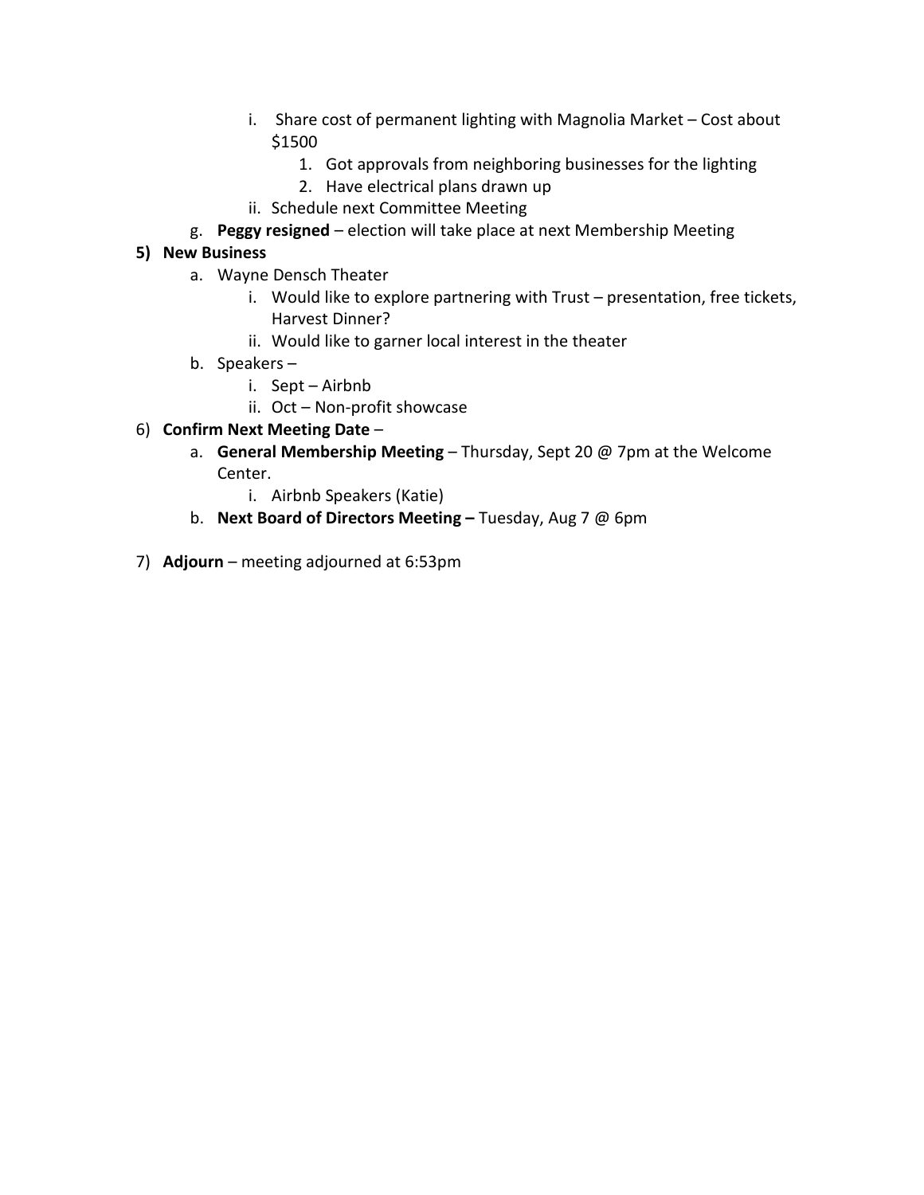i. Share cost of permanent lighting with Magnolia Market – Cost about $1500
                1. Got approvals from neighboring businesses for the lighting
                2. Have electrical plans drawn up
            ii. Schedule next Committee Meeting
    g. **Peggy resigned** – election will take place at next Membership Meeting

5) **New Business**
    a. Wayne Densch Theater
        i. Would like to explore partnering with Trust – presentation, free tickets, Harvest Dinner?
        ii. Would like to garner local interest in the theater
    b. Speakers –
        i. Sept – Airbnb
        ii. Oct – Non-profit showcase

6) **Confirm Next Meeting Date** –
    a. **General Membership Meeting** – Thursday, Sept 20 @ 7pm at the Welcome Center.
        i. Airbnb Speakers (Katie)
    b. **Next Board of Directors Meeting –** Tuesday, Aug 7 @ 6pm

7) **Adjourn** – meeting adjourned at 6:53pm